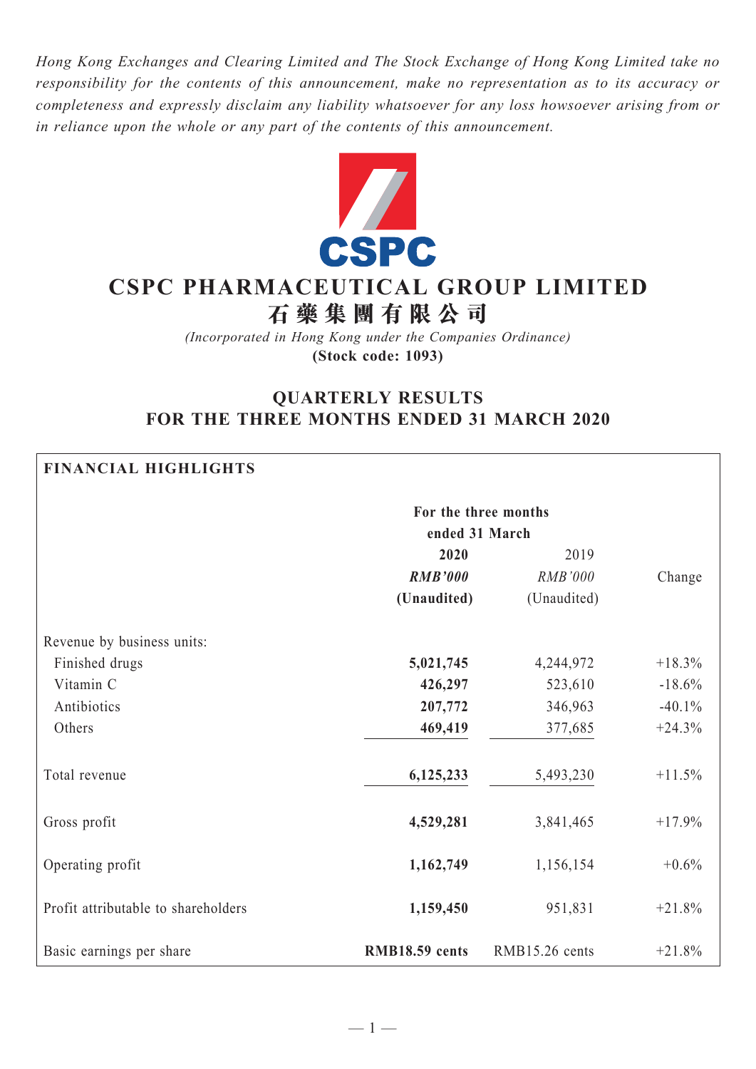*Hong Kong Exchanges and Clearing Limited and The Stock Exchange of Hong Kong Limited take no responsibility for the contents of this announcement, make no representation as to its accuracy or completeness and expressly disclaim any liability whatsoever for any loss howsoever arising from or in reliance upon the whole or any part of the contents of this announcement.*

# CSPC PHARMACEUTICAL GROUP LIMITED
# 石藥集團有限公司

*(Incorporated in Hong Kong under the Companies Ordinance)*
**(Stock code: 1093)**

## QUARTERLY RESULTS FOR THE THREE MONTHS ENDED 31 MARCH 2020

### FINANCIAL HIGHLIGHTS

| | For the three months ended 31 March | | |
|---|---|---|---|
| | **2020** | 2019 | |
| | ***RMB'000*** | *RMB'000* | Change |
| | **(Unaudited)** | (Unaudited) | |
| Revenue by business units: | | | |
| Finished drugs | **5,021,745** | 4,244,972 | +18.3% |
| Vitamin C | **426,297** | 523,610 | -18.6% |
| Antibiotics | **207,772** | 346,963 | -40.1% |
| Others | **469,419** | 377,685 | +24.3% |
| Total revenue | **6,125,233** | 5,493,230 | +11.5% |
| Gross profit | **4,529,281** | 3,841,465 | +17.9% |
| Operating profit | **1,162,749** | 1,156,154 | +0.6% |
| Profit attributable to shareholders | **1,159,450** | 951,831 | +21.8% |
| Basic earnings per share | **RMB18.59 cents** | RMB15.26 cents | +21.8% |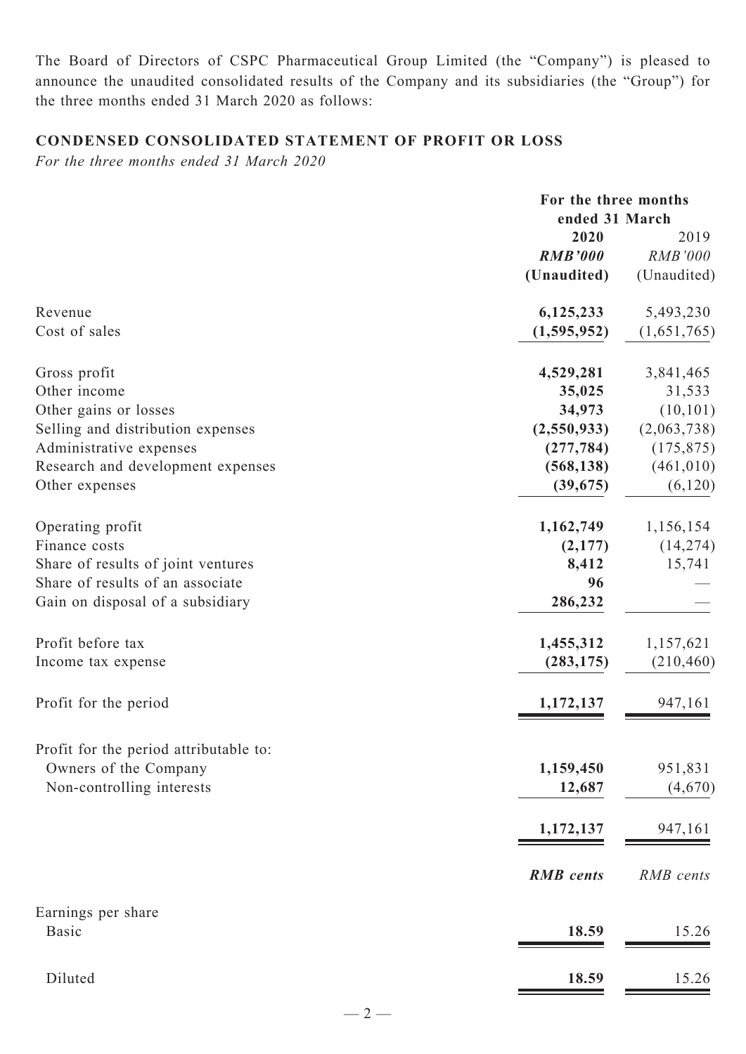The Board of Directors of CSPC Pharmaceutical Group Limited (the "Company") is pleased to announce the unaudited consolidated results of the Company and its subsidiaries (the "Group") for the three months ended 31 March 2020 as follows:

## CONDENSED CONSOLIDATED STATEMENT OF PROFIT OR LOSS

*For the three months ended 31 March 2020*

| | For the three months ended 31 March | |
|---|---|---|
| | **2020** | 2019 |
| | ***RMB'000*** | *RMB'000* |
| | **(Unaudited)** | (Unaudited) |
| Revenue | **6,125,233** | 5,493,230 |
| Cost of sales | **(1,595,952)** | (1,651,765) |
| Gross profit | **4,529,281** | 3,841,465 |
| Other income | **35,025** | 31,533 |
| Other gains or losses | **34,973** | (10,101) |
| Selling and distribution expenses | **(2,550,933)** | (2,063,738) |
| Administrative expenses | **(277,784)** | (175,875) |
| Research and development expenses | **(568,138)** | (461,010) |
| Other expenses | **(39,675)** | (6,120) |
| Operating profit | **1,162,749** | 1,156,154 |
| Finance costs | **(2,177)** | (14,274) |
| Share of results of joint ventures | **8,412** | 15,741 |
| Share of results of an associate | **96** | — |
| Gain on disposal of a subsidiary | **286,232** | — |
| Profit before tax | **1,455,312** | 1,157,621 |
| Income tax expense | **(283,175)** | (210,460) |
| Profit for the period | **1,172,137** | 947,161 |
| Profit for the period attributable to: | | |
| Owners of the Company | **1,159,450** | 951,831 |
| Non-controlling interests | **12,687** | (4,670) |
| | **1,172,137** | 947,161 |
| | ***RMB cents*** | *RMB cents* |
| Earnings per share | | |
| Basic | **18.59** | 15.26 |
| Diluted | **18.59** | 15.26 |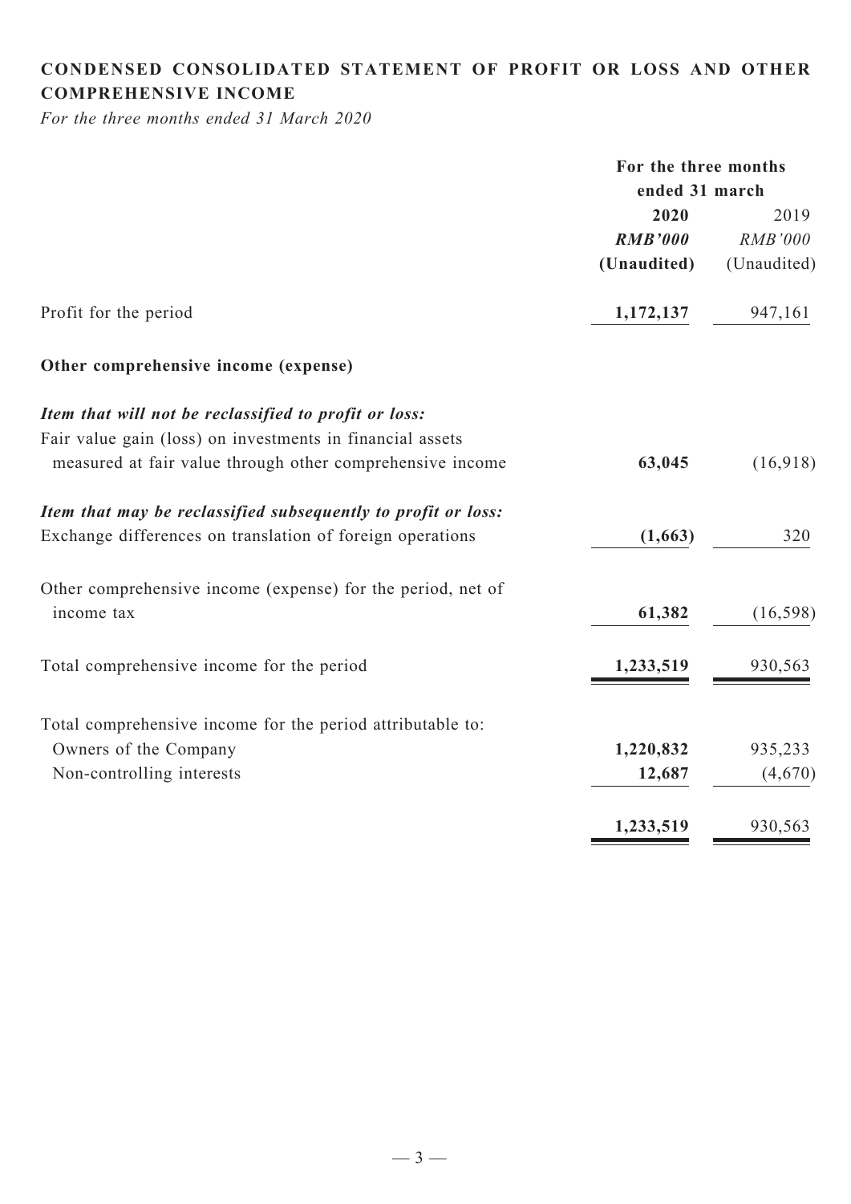## CONDENSED CONSOLIDATED STATEMENT OF PROFIT OR LOSS AND OTHER COMPREHENSIVE INCOME

*For the three months ended 31 March 2020*

| | For the three months ended 31 march | |
|---|---|---|
| | **2020** | 2019 |
| | ***RMB'000*** | *RMB'000* |
| | **(Unaudited)** | (Unaudited) |
| Profit for the period | **1,172,137** | 947,161 |
| **Other comprehensive income (expense)** | | |
| ***Item that will not be reclassified to profit or loss:*** | | |
| Fair value gain (loss) on investments in financial assets measured at fair value through other comprehensive income | **63,045** | (16,918) |
| ***Item that may be reclassified subsequently to profit or loss:*** | | |
| Exchange differences on translation of foreign operations | **(1,663)** | 320 |
| Other comprehensive income (expense) for the period, net of income tax | **61,382** | (16,598) |
| Total comprehensive income for the period | **1,233,519** | 930,563 |
| Total comprehensive income for the period attributable to: | | |
| Owners of the Company | **1,220,832** | 935,233 |
| Non-controlling interests | **12,687** | (4,670) |
| | **1,233,519** | 930,563 |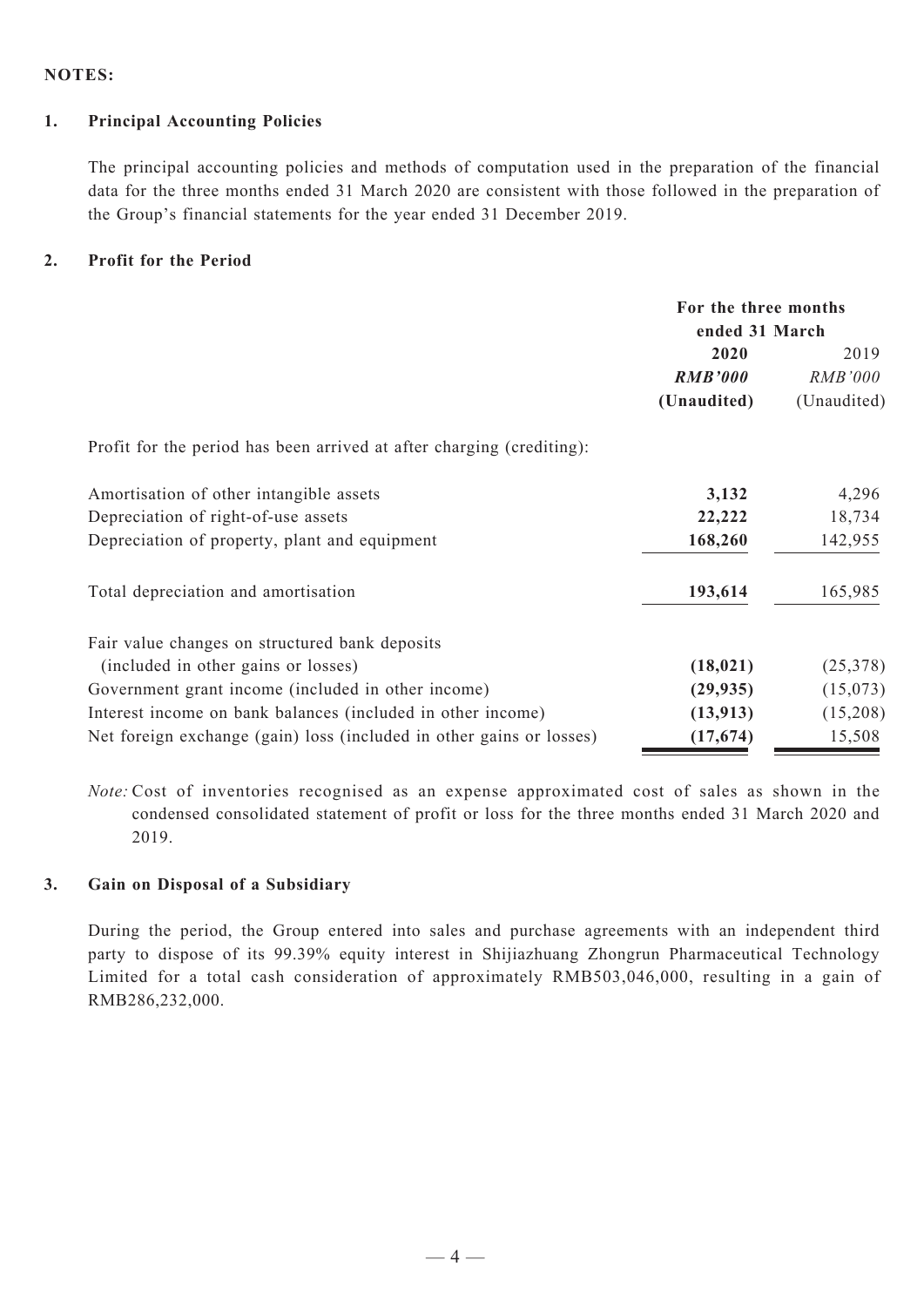**NOTES:**

**1. Principal Accounting Policies**

The principal accounting policies and methods of computation used in the preparation of the financial data for the three months ended 31 March 2020 are consistent with those followed in the preparation of the Group's financial statements for the year ended 31 December 2019.

**2. Profit for the Period**

| | For the three months ended 31 March | |
|---|---|---|
| | **2020** | 2019 |
| | ***RMB'000*** | *RMB'000* |
| | **(Unaudited)** | (Unaudited) |
| Profit for the period has been arrived at after charging (crediting): | | |
| Amortisation of other intangible assets | **3,132** | 4,296 |
| Depreciation of right-of-use assets | **22,222** | 18,734 |
| Depreciation of property, plant and equipment | **168,260** | 142,955 |
| Total depreciation and amortisation | **193,614** | 165,985 |
| Fair value changes on structured bank deposits (included in other gains or losses) | **(18,021)** | (25,378) |
| Government grant income (included in other income) | **(29,935)** | (15,073) |
| Interest income on bank balances (included in other income) | **(13,913)** | (15,208) |
| Net foreign exchange (gain) loss (included in other gains or losses) | **(17,674)** | 15,508 |

*Note:* Cost of inventories recognised as an expense approximated cost of sales as shown in the condensed consolidated statement of profit or loss for the three months ended 31 March 2020 and 2019.

**3. Gain on Disposal of a Subsidiary**

During the period, the Group entered into sales and purchase agreements with an independent third party to dispose of its 99.39% equity interest in Shijiazhuang Zhongrun Pharmaceutical Technology Limited for a total cash consideration of approximately RMB503,046,000, resulting in a gain of RMB286,232,000.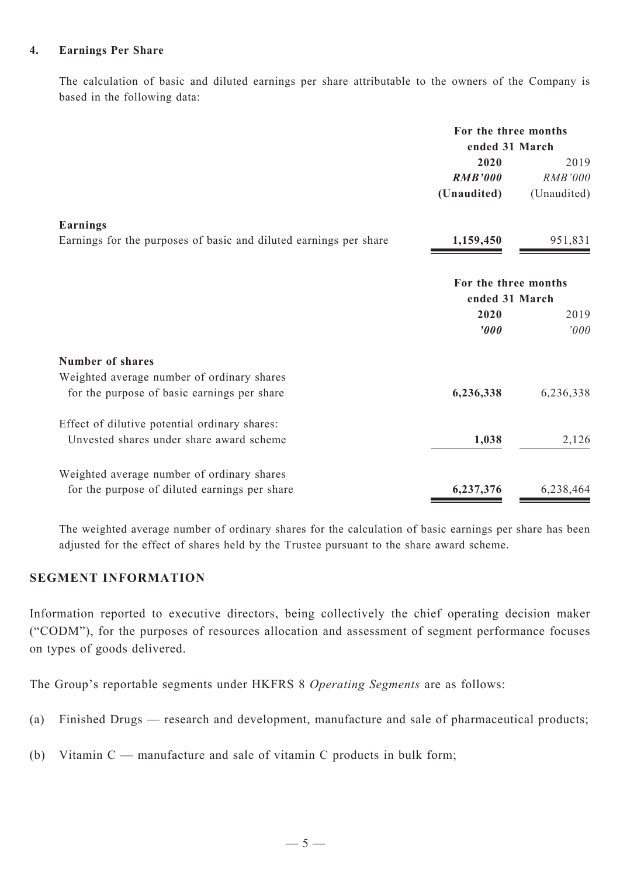#### 4. Earnings Per Share

The calculation of basic and diluted earnings per share attributable to the owners of the Company is based in the following data:

| | For the three months ended 31 March | |
|---|---|---|
| | **2020** | 2019 |
| | ***RMB'000*** | *RMB'000* |
| | **(Unaudited)** | (Unaudited) |
| **Earnings** | | |
| Earnings for the purposes of basic and diluted earnings per share | **1,159,450** | 951,831 |

| | For the three months ended 31 March | |
|---|---|---|
| | **2020** | 2019 |
| | ***'000*** | *'000* |
| **Number of shares** | | |
| Weighted average number of ordinary shares for the purpose of basic earnings per share | **6,236,338** | 6,236,338 |
| Effect of dilutive potential ordinary shares: Unvested shares under share award scheme | **1,038** | 2,126 |
| Weighted average number of ordinary shares for the purpose of diluted earnings per share | **6,237,376** | 6,238,464 |

The weighted average number of ordinary shares for the calculation of basic earnings per share has been adjusted for the effect of shares held by the Trustee pursuant to the share award scheme.

## SEGMENT INFORMATION

Information reported to executive directors, being collectively the chief operating decision maker ("CODM"), for the purposes of resources allocation and assessment of segment performance focuses on types of goods delivered.

The Group's reportable segments under HKFRS 8 *Operating Segments* are as follows:

(a) Finished Drugs — research and development, manufacture and sale of pharmaceutical products;

(b) Vitamin C — manufacture and sale of vitamin C products in bulk form;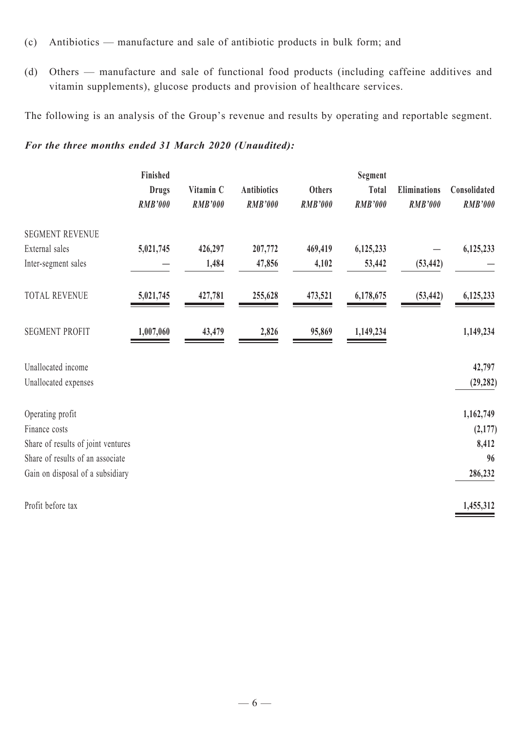(c) Antibiotics — manufacture and sale of antibiotic products in bulk form; and

(d) Others — manufacture and sale of functional food products (including caffeine additives and vitamin supplements), glucose products and provision of healthcare services.

The following is an analysis of the Group's revenue and results by operating and reportable segment.

***For the three months ended 31 March 2020 (Unaudited):***

| | Finished Drugs *RMB'000* | Vitamin C *RMB'000* | Antibiotics *RMB'000* | Others *RMB'000* | Segment Total *RMB'000* | Eliminations *RMB'000* | Consolidated *RMB'000* |
|---|---|---|---|---|---|---|---|
| SEGMENT REVENUE | | | | | | | |
| External sales | **5,021,745** | **426,297** | **207,772** | **469,419** | **6,125,233** | **—** | **6,125,233** |
| Inter-segment sales | **—** | **1,484** | **47,856** | **4,102** | **53,442** | **(53,442)** | **—** |
| TOTAL REVENUE | **5,021,745** | **427,781** | **255,628** | **473,521** | **6,178,675** | **(53,442)** | **6,125,233** |
| SEGMENT PROFIT | **1,007,060** | **43,479** | **2,826** | **95,869** | **1,149,234** | | **1,149,234** |
| Unallocated income | | | | | | | **42,797** |
| Unallocated expenses | | | | | | | **(29,282)** |
| Operating profit | | | | | | | **1,162,749** |
| Finance costs | | | | | | | **(2,177)** |
| Share of results of joint ventures | | | | | | | **8,412** |
| Share of results of an associate | | | | | | | **96** |
| Gain on disposal of a subsidiary | | | | | | | **286,232** |
| Profit before tax | | | | | | | **1,455,312** |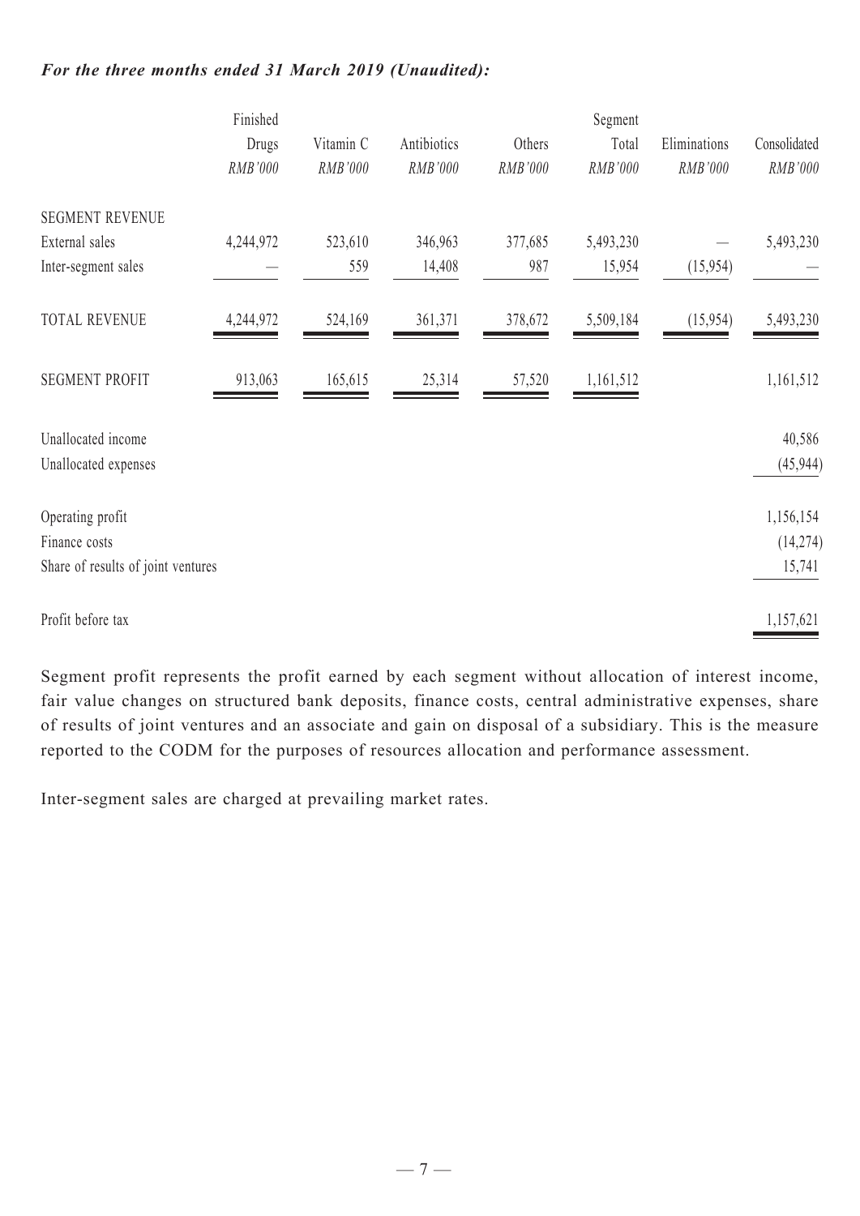***For the three months ended 31 March 2019 (Unaudited):***

| | Finished Drugs *RMB'000* | Vitamin C *RMB'000* | Antibiotics *RMB'000* | Others *RMB'000* | Segment Total *RMB'000* | Eliminations *RMB'000* | Consolidated *RMB'000* |
|---|---|---|---|---|---|---|---|
| SEGMENT REVENUE | | | | | | | |
| External sales | 4,244,972 | 523,610 | 346,963 | 377,685 | 5,493,230 | — | 5,493,230 |
| Inter-segment sales | — | 559 | 14,408 | 987 | 15,954 | (15,954) | — |
| TOTAL REVENUE | 4,244,972 | 524,169 | 361,371 | 378,672 | 5,509,184 | (15,954) | 5,493,230 |
| SEGMENT PROFIT | 913,063 | 165,615 | 25,314 | 57,520 | 1,161,512 | | 1,161,512 |
| Unallocated income | | | | | | | 40,586 |
| Unallocated expenses | | | | | | | (45,944) |
| Operating profit | | | | | | | 1,156,154 |
| Finance costs | | | | | | | (14,274) |
| Share of results of joint ventures | | | | | | | 15,741 |
| Profit before tax | | | | | | | 1,157,621 |

Segment profit represents the profit earned by each segment without allocation of interest income, fair value changes on structured bank deposits, finance costs, central administrative expenses, share of results of joint ventures and an associate and gain on disposal of a subsidiary. This is the measure reported to the CODM for the purposes of resources allocation and performance assessment.

Inter-segment sales are charged at prevailing market rates.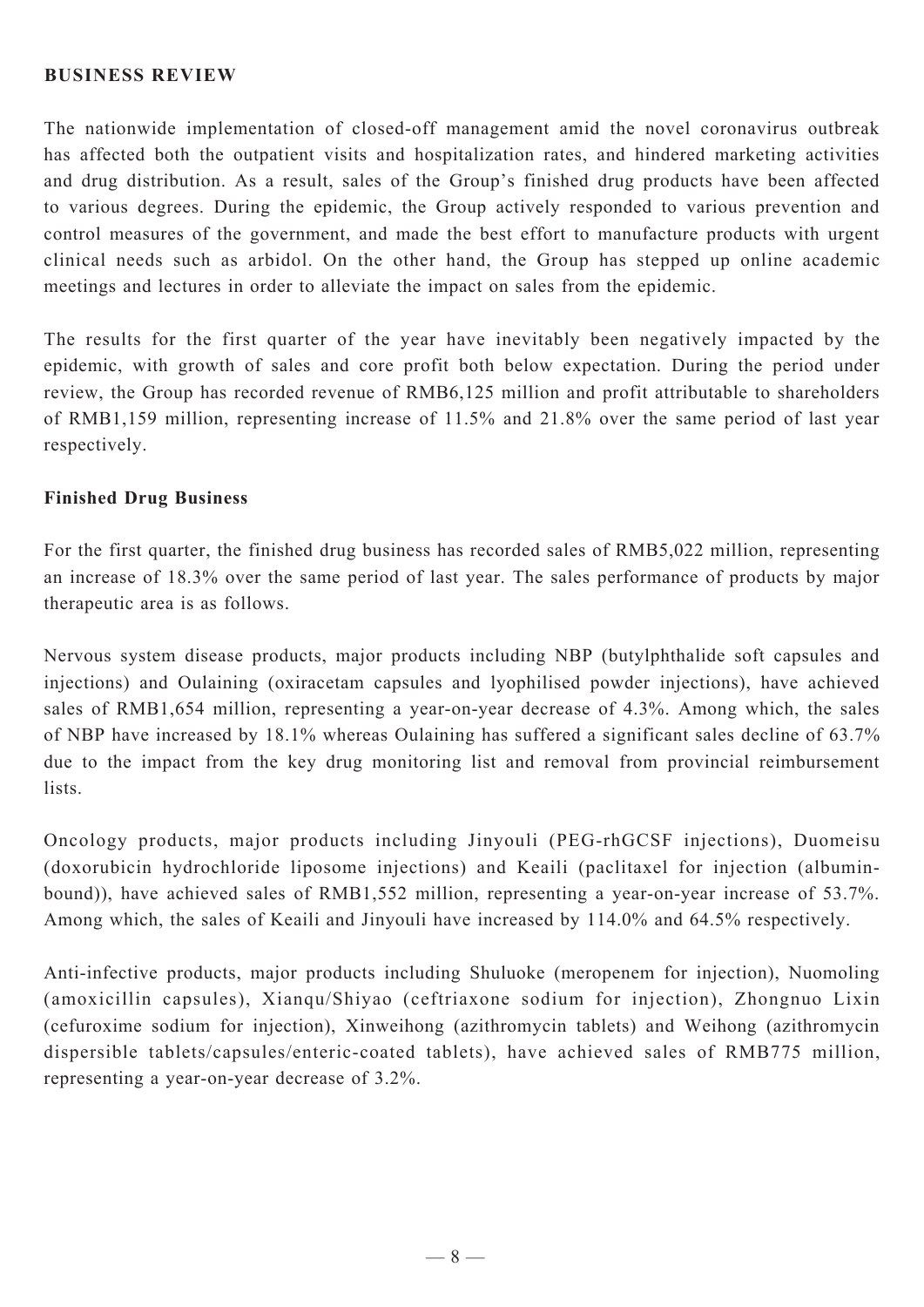**BUSINESS REVIEW**

The nationwide implementation of closed-off management amid the novel coronavirus outbreak has affected both the outpatient visits and hospitalization rates, and hindered marketing activities and drug distribution. As a result, sales of the Group's finished drug products have been affected to various degrees. During the epidemic, the Group actively responded to various prevention and control measures of the government, and made the best effort to manufacture products with urgent clinical needs such as arbidol. On the other hand, the Group has stepped up online academic meetings and lectures in order to alleviate the impact on sales from the epidemic.

The results for the first quarter of the year have inevitably been negatively impacted by the epidemic, with growth of sales and core profit both below expectation. During the period under review, the Group has recorded revenue of RMB6,125 million and profit attributable to shareholders of RMB1,159 million, representing increase of 11.5% and 21.8% over the same period of last year respectively.

**Finished Drug Business**

For the first quarter, the finished drug business has recorded sales of RMB5,022 million, representing an increase of 18.3% over the same period of last year. The sales performance of products by major therapeutic area is as follows.

Nervous system disease products, major products including NBP (butylphthalide soft capsules and injections) and Oulaining (oxiracetam capsules and lyophilised powder injections), have achieved sales of RMB1,654 million, representing a year-on-year decrease of 4.3%. Among which, the sales of NBP have increased by 18.1% whereas Oulaining has suffered a significant sales decline of 63.7% due to the impact from the key drug monitoring list and removal from provincial reimbursement lists.

Oncology products, major products including Jinyouli (PEG-rhGCSF injections), Duomeisu (doxorubicin hydrochloride liposome injections) and Keaili (paclitaxel for injection (albumin-bound)), have achieved sales of RMB1,552 million, representing a year-on-year increase of 53.7%. Among which, the sales of Keaili and Jinyouli have increased by 114.0% and 64.5% respectively.

Anti-infective products, major products including Shuluoke (meropenem for injection), Nuomoling (amoxicillin capsules), Xianqu/Shiyao (ceftriaxone sodium for injection), Zhongnuo Lixin (cefuroxime sodium for injection), Xinweihong (azithromycin tablets) and Weihong (azithromycin dispersible tablets/capsules/enteric-coated tablets), have achieved sales of RMB775 million, representing a year-on-year decrease of 3.2%.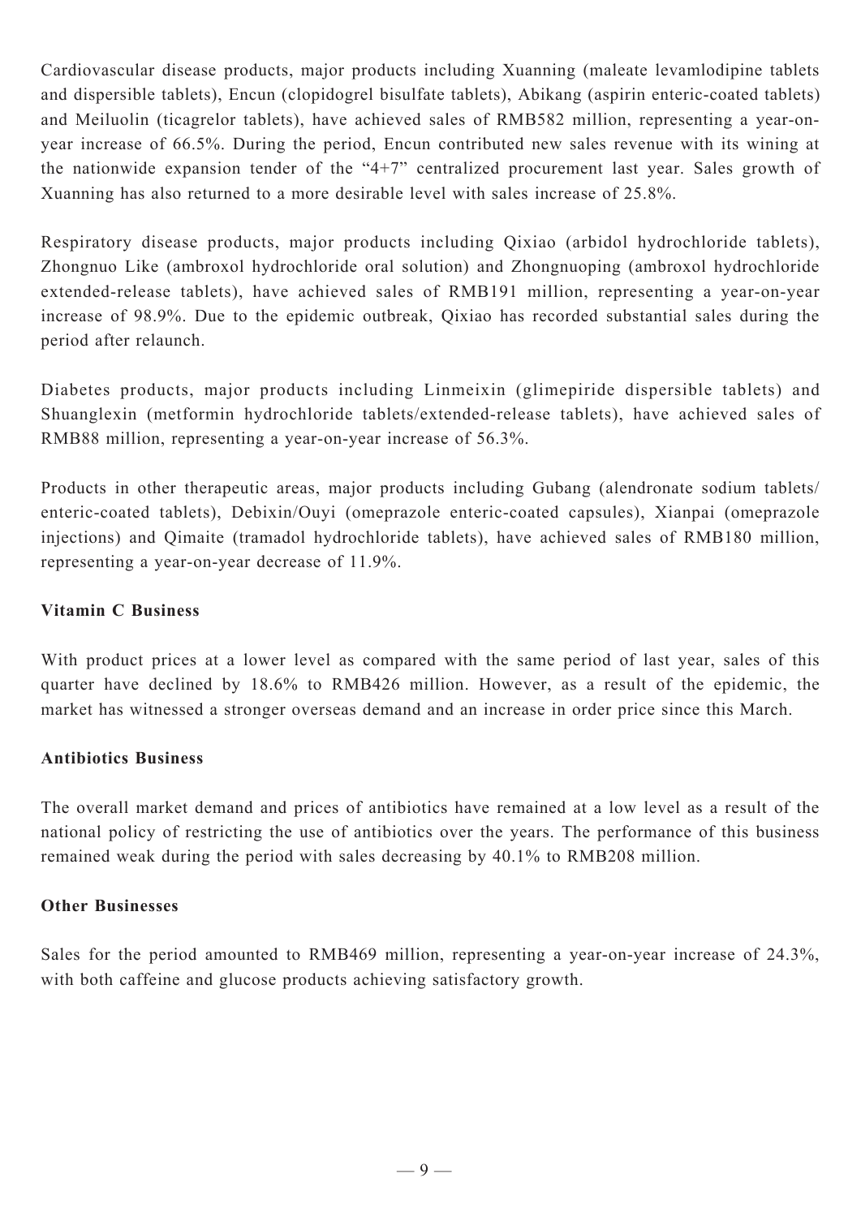Cardiovascular disease products, major products including Xuanning (maleate levamlodipine tablets and dispersible tablets), Encun (clopidogrel bisulfate tablets), Abikang (aspirin enteric-coated tablets) and Meiluolin (ticagrelor tablets), have achieved sales of RMB582 million, representing a year-on-year increase of 66.5%. During the period, Encun contributed new sales revenue with its wining at the nationwide expansion tender of the "4+7" centralized procurement last year. Sales growth of Xuanning has also returned to a more desirable level with sales increase of 25.8%.

Respiratory disease products, major products including Qixiao (arbidol hydrochloride tablets), Zhongnuo Like (ambroxol hydrochloride oral solution) and Zhongnuoping (ambroxol hydrochloride extended-release tablets), have achieved sales of RMB191 million, representing a year-on-year increase of 98.9%. Due to the epidemic outbreak, Qixiao has recorded substantial sales during the period after relaunch.

Diabetes products, major products including Linmeixin (glimepiride dispersible tablets) and Shuanglexin (metformin hydrochloride tablets/extended-release tablets), have achieved sales of RMB88 million, representing a year-on-year increase of 56.3%.

Products in other therapeutic areas, major products including Gubang (alendronate sodium tablets/enteric-coated tablets), Debixin/Ouyi (omeprazole enteric-coated capsules), Xianpai (omeprazole injections) and Qimaite (tramadol hydrochloride tablets), have achieved sales of RMB180 million, representing a year-on-year decrease of 11.9%.

**Vitamin C Business**

With product prices at a lower level as compared with the same period of last year, sales of this quarter have declined by 18.6% to RMB426 million. However, as a result of the epidemic, the market has witnessed a stronger overseas demand and an increase in order price since this March.

**Antibiotics Business**

The overall market demand and prices of antibiotics have remained at a low level as a result of the national policy of restricting the use of antibiotics over the years. The performance of this business remained weak during the period with sales decreasing by 40.1% to RMB208 million.

**Other Businesses**

Sales for the period amounted to RMB469 million, representing a year-on-year increase of 24.3%, with both caffeine and glucose products achieving satisfactory growth.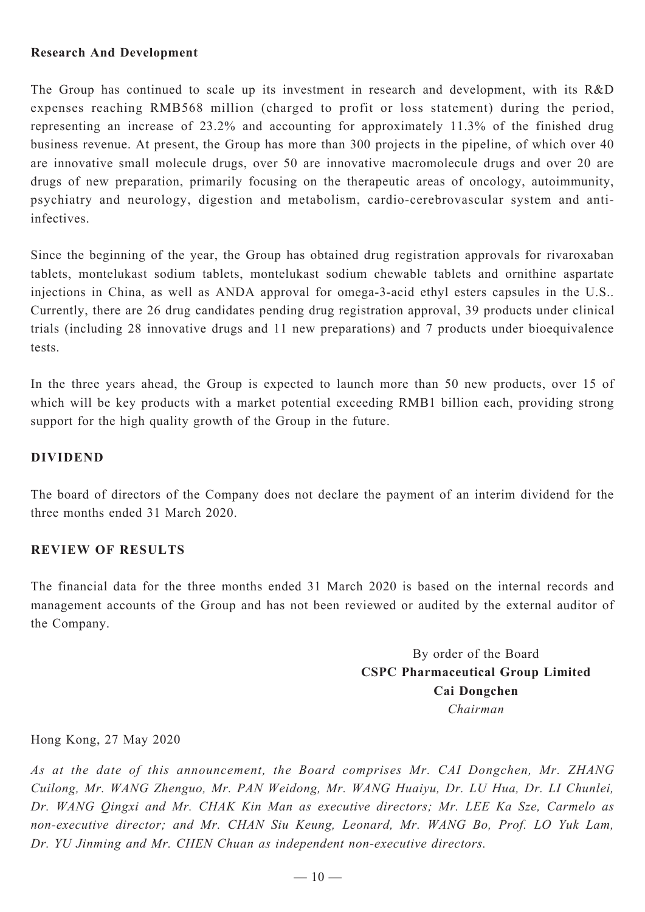**Research And Development**

The Group has continued to scale up its investment in research and development, with its R&D expenses reaching RMB568 million (charged to profit or loss statement) during the period, representing an increase of 23.2% and accounting for approximately 11.3% of the finished drug business revenue. At present, the Group has more than 300 projects in the pipeline, of which over 40 are innovative small molecule drugs, over 50 are innovative macromolecule drugs and over 20 are drugs of new preparation, primarily focusing on the therapeutic areas of oncology, autoimmunity, psychiatry and neurology, digestion and metabolism, cardio-cerebrovascular system and anti-infectives.

Since the beginning of the year, the Group has obtained drug registration approvals for rivaroxaban tablets, montelukast sodium tablets, montelukast sodium chewable tablets and ornithine aspartate injections in China, as well as ANDA approval for omega-3-acid ethyl esters capsules in the U.S.. Currently, there are 26 drug candidates pending drug registration approval, 39 products under clinical trials (including 28 innovative drugs and 11 new preparations) and 7 products under bioequivalence tests.

In the three years ahead, the Group is expected to launch more than 50 new products, over 15 of which will be key products with a market potential exceeding RMB1 billion each, providing strong support for the high quality growth of the Group in the future.

## DIVIDEND

The board of directors of the Company does not declare the payment of an interim dividend for the three months ended 31 March 2020.

## REVIEW OF RESULTS

The financial data for the three months ended 31 March 2020 is based on the internal records and management accounts of the Group and has not been reviewed or audited by the external auditor of the Company.

By order of the Board
**CSPC Pharmaceutical Group Limited**
**Cai Dongchen**
*Chairman*

Hong Kong, 27 May 2020

*As at the date of this announcement, the Board comprises Mr. CAI Dongchen, Mr. ZHANG Cuilong, Mr. WANG Zhenguo, Mr. PAN Weidong, Mr. WANG Huaiyu, Dr. LU Hua, Dr. LI Chunlei, Dr. WANG Qingxi and Mr. CHAK Kin Man as executive directors; Mr. LEE Ka Sze, Carmelo as non-executive director; and Mr. CHAN Siu Keung, Leonard, Mr. WANG Bo, Prof. LO Yuk Lam, Dr. YU Jinming and Mr. CHEN Chuan as independent non-executive directors.*